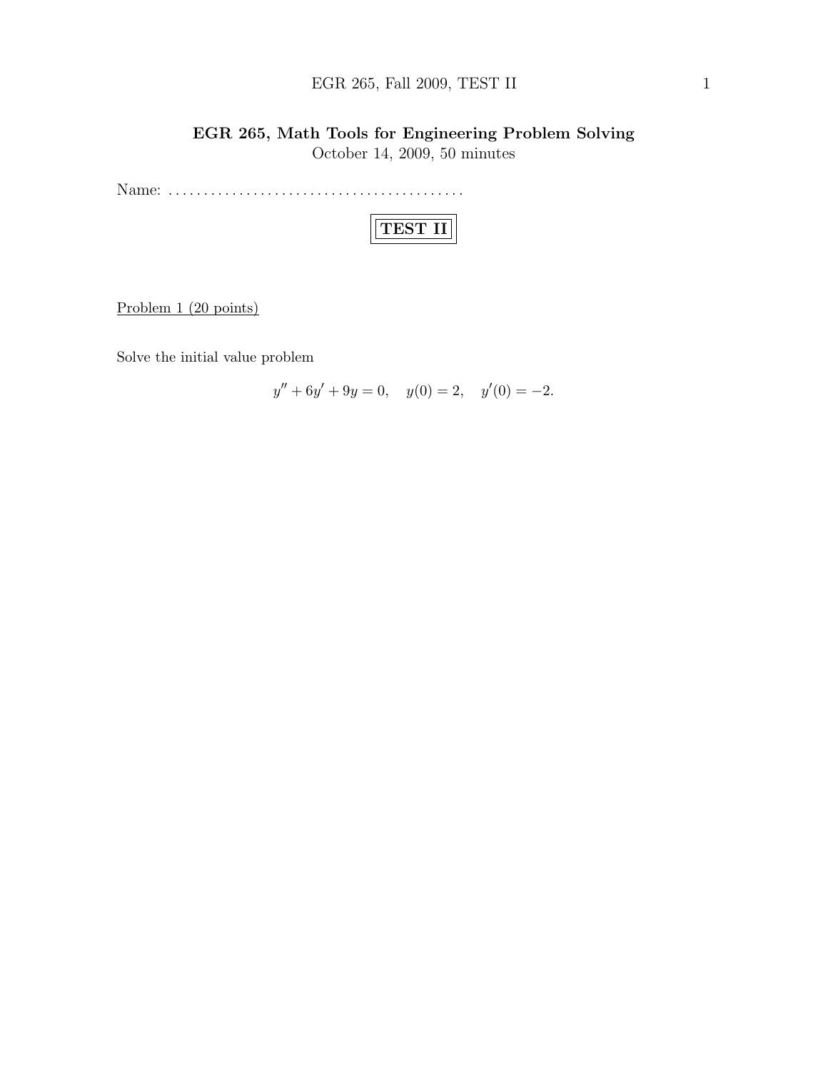# EGR 265, Math Tools for Engineering Problem Solving

October 14, 2009, 50 minutes

Name: ..........................................

## TEST II

Problem 1 (20 points)

Solve the initial value problem

$$y'' + 6y' + 9y = 0, \quad y(0) = 2, \quad y'(0) = -2.$$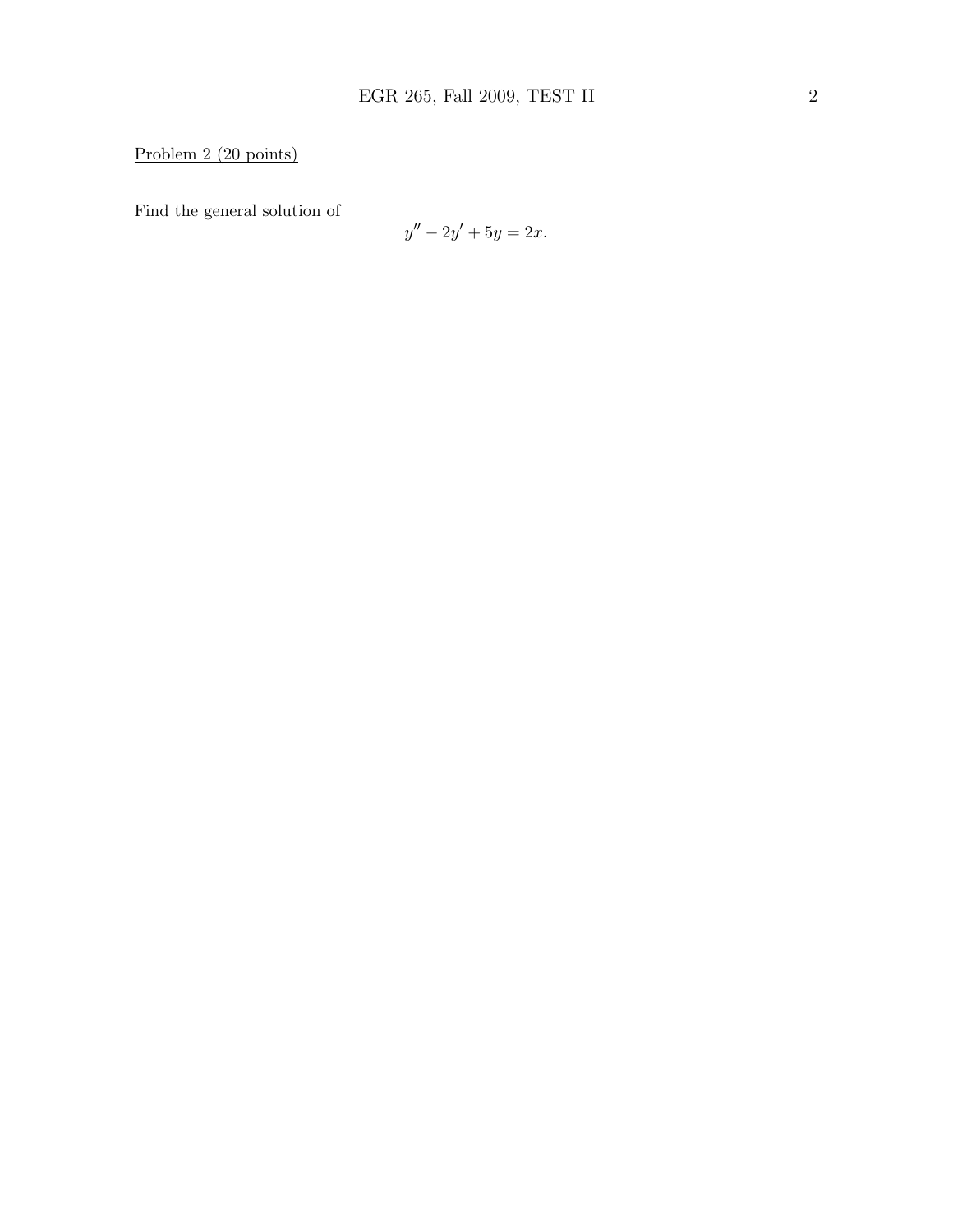Problem 2 (20 points)

Find the general solution of

$$y'' - 2y' + 5y = 2x.$$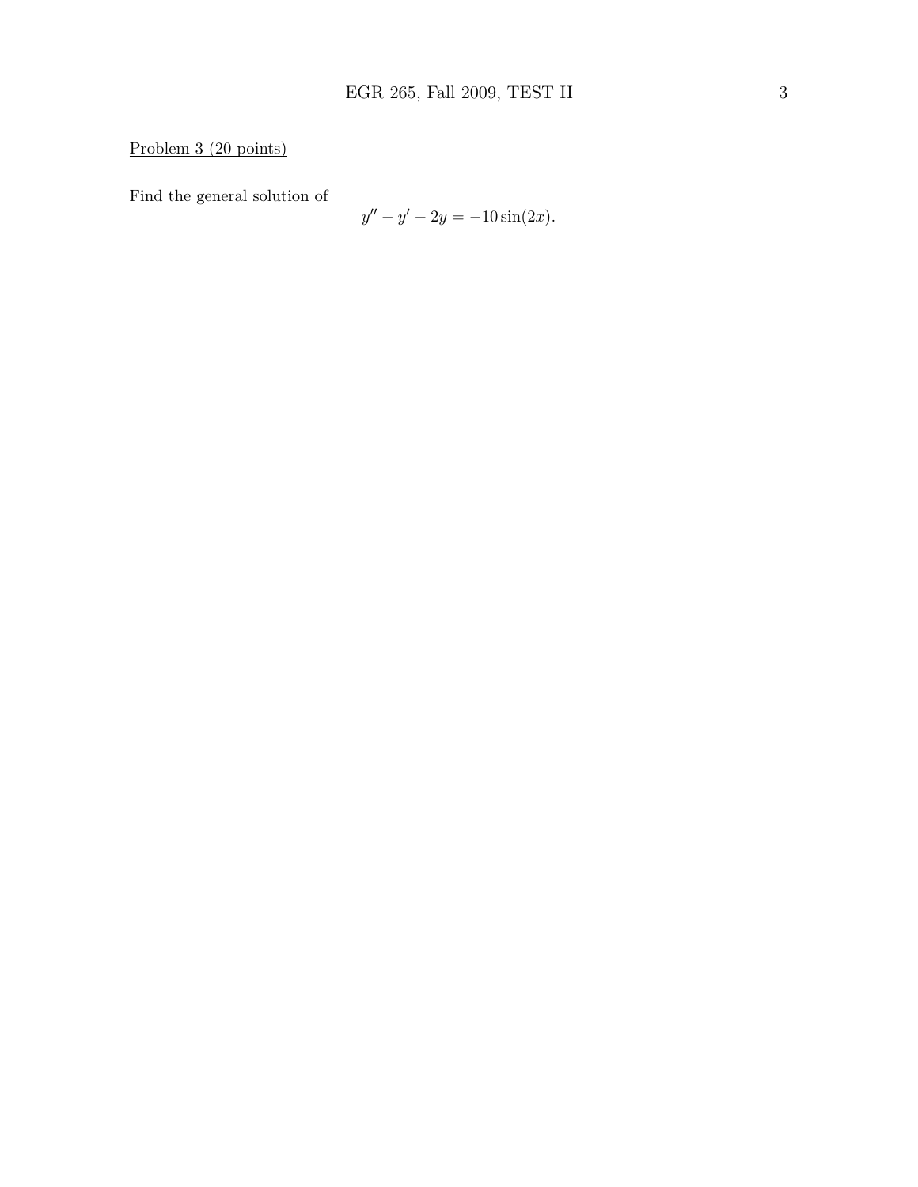Problem 3 (20 points)

Find the general solution of

$$y'' - y' - 2y = -10\sin(2x).$$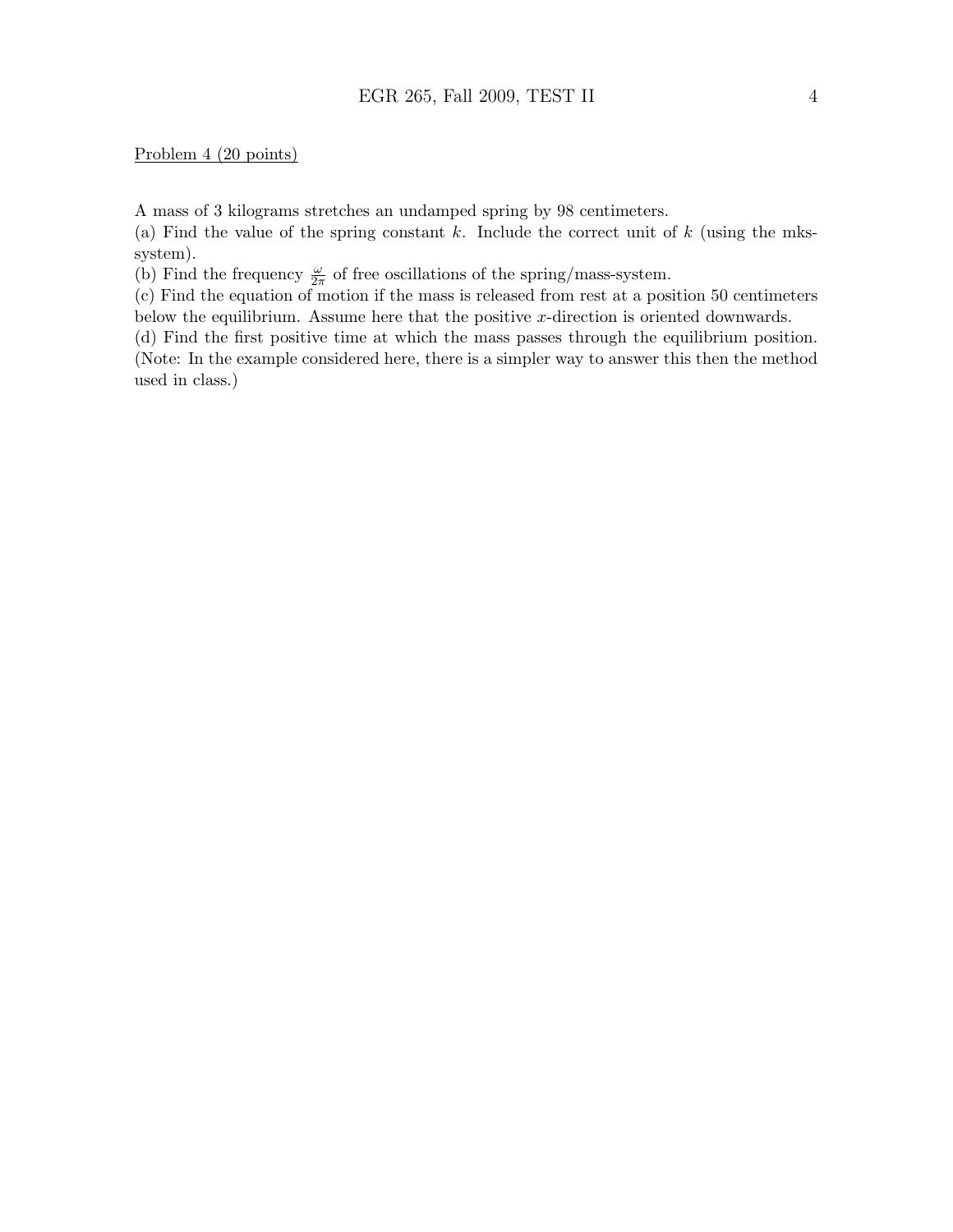Problem 4 (20 points)

A mass of 3 kilograms stretches an undamped spring by 98 centimeters.

(a) Find the value of the spring constant $k$. Include the correct unit of $k$ (using the mks-system).

(b) Find the frequency $\frac{\omega}{2\pi}$ of free oscillations of the spring/mass-system.

(c) Find the equation of motion if the mass is released from rest at a position 50 centimeters below the equilibrium. Assume here that the positive $x$-direction is oriented downwards.

(d) Find the first positive time at which the mass passes through the equilibrium position. (Note: In the example considered here, there is a simpler way to answer this then the method used in class.)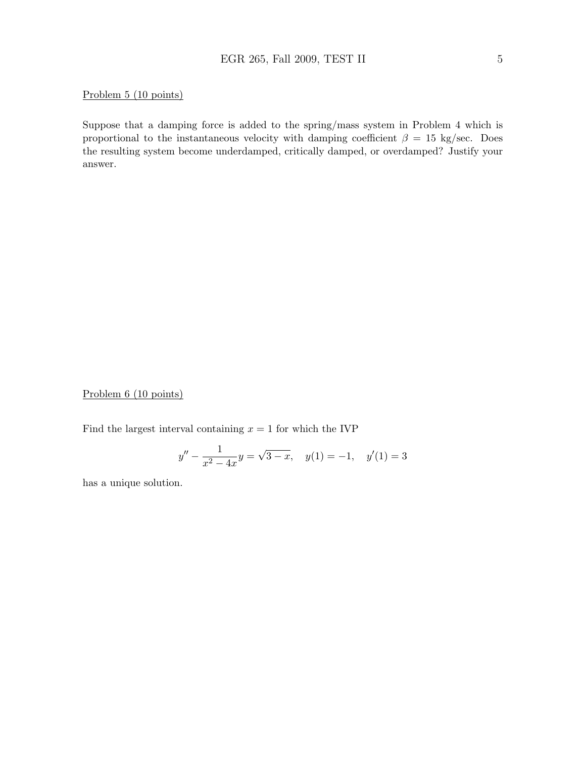Problem 5 (10 points)

Suppose that a damping force is added to the spring/mass system in Problem 4 which is proportional to the instantaneous velocity with damping coefficient $\beta = 15$ kg/sec. Does the resulting system become underdamped, critically damped, or overdamped? Justify your answer.

Problem 6 (10 points)

Find the largest interval containing $x = 1$ for which the IVP

$$y'' - \frac{1}{x^2 - 4x} y = \sqrt{3 - x}, \quad y(1) = -1, \quad y'(1) = 3$$

has a unique solution.